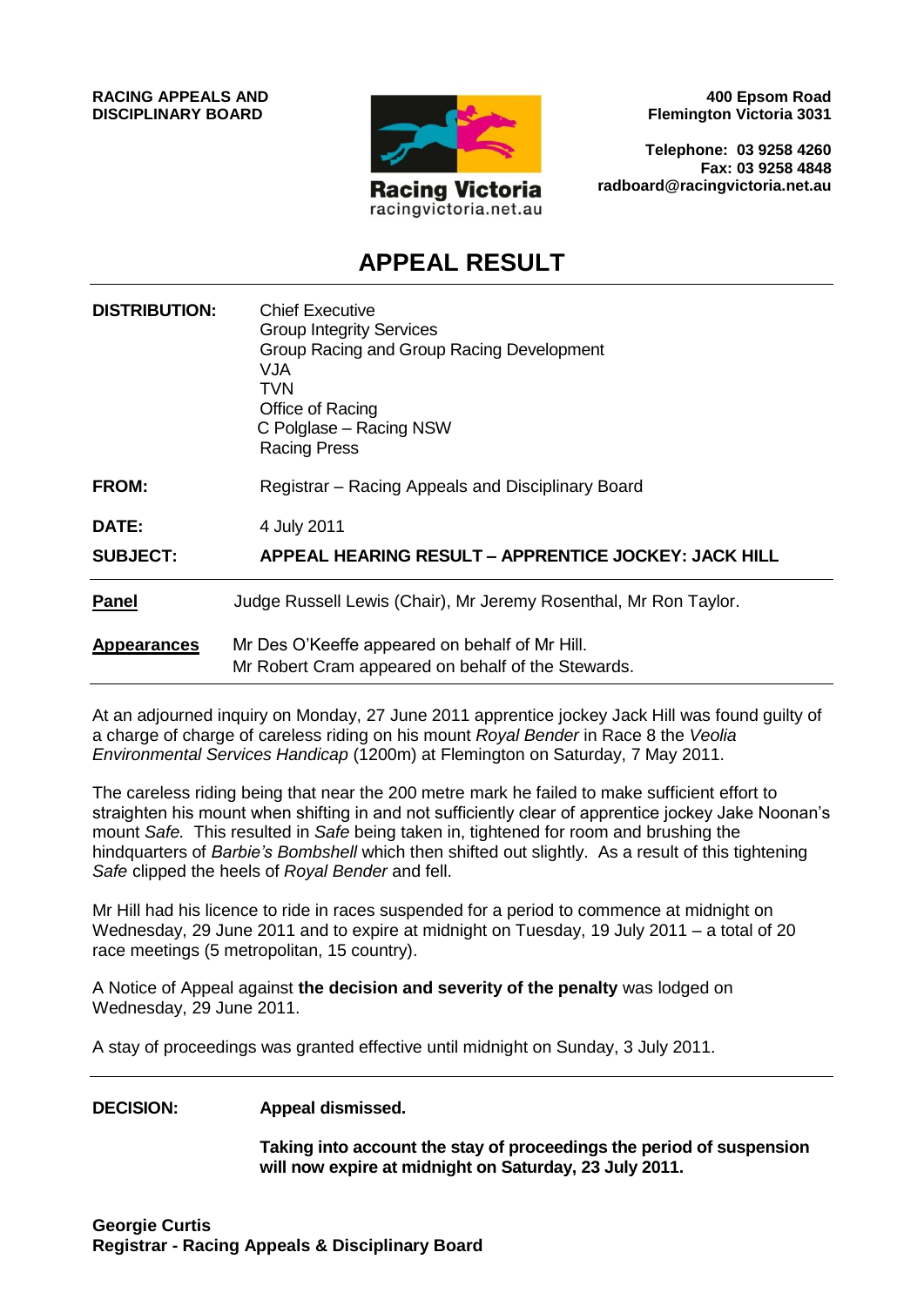**RACING APPEALS AND DISCIPLINARY BOARD**

Racing Victoria
racingvictoria.net.au

**400 Epsom Road**
**Flemington Victoria 3031**

**Telephone: 03 9258 4260**
**Fax: 03 9258 4848**
**radboard@racingvictoria.net.au**

# APPEAL RESULT

**DISTRIBUTION:** Chief Executive
Group Integrity Services
Group Racing and Group Racing Development
VJA
TVN
Office of Racing
C Polglase – Racing NSW
Racing Press

**FROM:** Registrar – Racing Appeals and Disciplinary Board

**DATE:** 4 July 2011

**SUBJECT:** **APPEAL HEARING RESULT – APPRENTICE JOCKEY: JACK HILL**

**Panel** Judge Russell Lewis (Chair), Mr Jeremy Rosenthal, Mr Ron Taylor.

**Appearances** Mr Des O'Keeffe appeared on behalf of Mr Hill.
Mr Robert Cram appeared on behalf of the Stewards.

At an adjourned inquiry on Monday, 27 June 2011 apprentice jockey Jack Hill was found guilty of a charge of charge of careless riding on his mount *Royal Bender* in Race 8 the *Veolia Environmental Services Handicap* (1200m) at Flemington on Saturday, 7 May 2011.

The careless riding being that near the 200 metre mark he failed to make sufficient effort to straighten his mount when shifting in and not sufficiently clear of apprentice jockey Jake Noonan's mount *Safe.* This resulted in *Safe* being taken in, tightened for room and brushing the hindquarters of *Barbie's Bombshell* which then shifted out slightly. As a result of this tightening *Safe* clipped the heels of *Royal Bender* and fell.

Mr Hill had his licence to ride in races suspended for a period to commence at midnight on Wednesday, 29 June 2011 and to expire at midnight on Tuesday, 19 July 2011 – a total of 20 race meetings (5 metropolitan, 15 country).

A Notice of Appeal against **the decision and severity of the penalty** was lodged on Wednesday, 29 June 2011.

A stay of proceedings was granted effective until midnight on Sunday, 3 July 2011.

**DECISION:** **Appeal dismissed.**

**Taking into account the stay of proceedings the period of suspension will now expire at midnight on Saturday, 23 July 2011.**

**Georgie Curtis**
**Registrar - Racing Appeals & Disciplinary Board**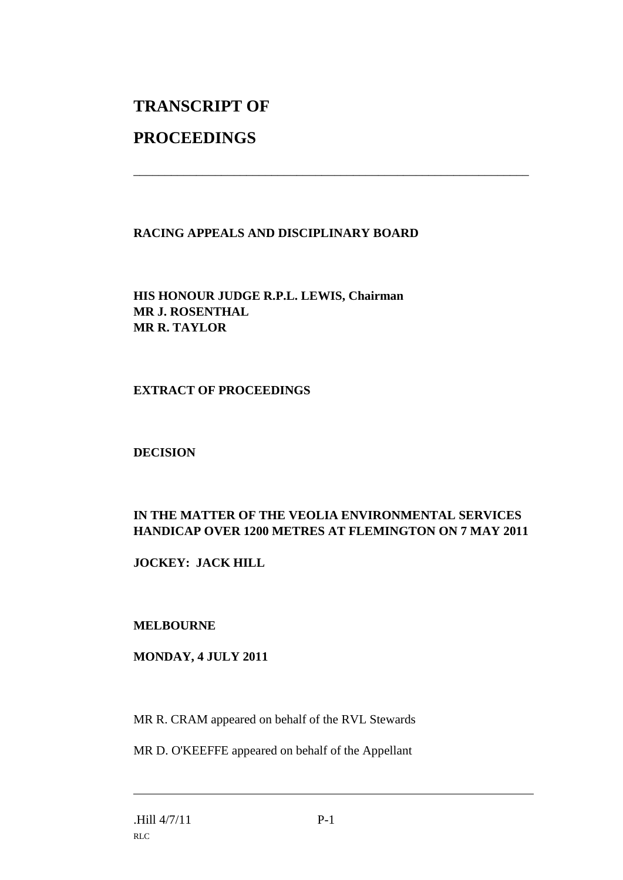# TRANSCRIPT OF

# PROCEEDINGS

---

**RACING APPEALS AND DISCIPLINARY BOARD**

**HIS HONOUR JUDGE R.P.L. LEWIS, Chairman**
**MR J. ROSENTHAL**
**MR R. TAYLOR**

**EXTRACT OF PROCEEDINGS**

**DECISION**

**IN THE MATTER OF THE VEOLIA ENVIRONMENTAL SERVICES HANDICAP OVER 1200 METRES AT FLEMINGTON ON 7 MAY 2011**

**JOCKEY: JACK HILL**

**MELBOURNE**

**MONDAY, 4 JULY 2011**

MR R. CRAM appeared on behalf of the RVL Stewards

MR D. O'KEEFFE appeared on behalf of the Appellant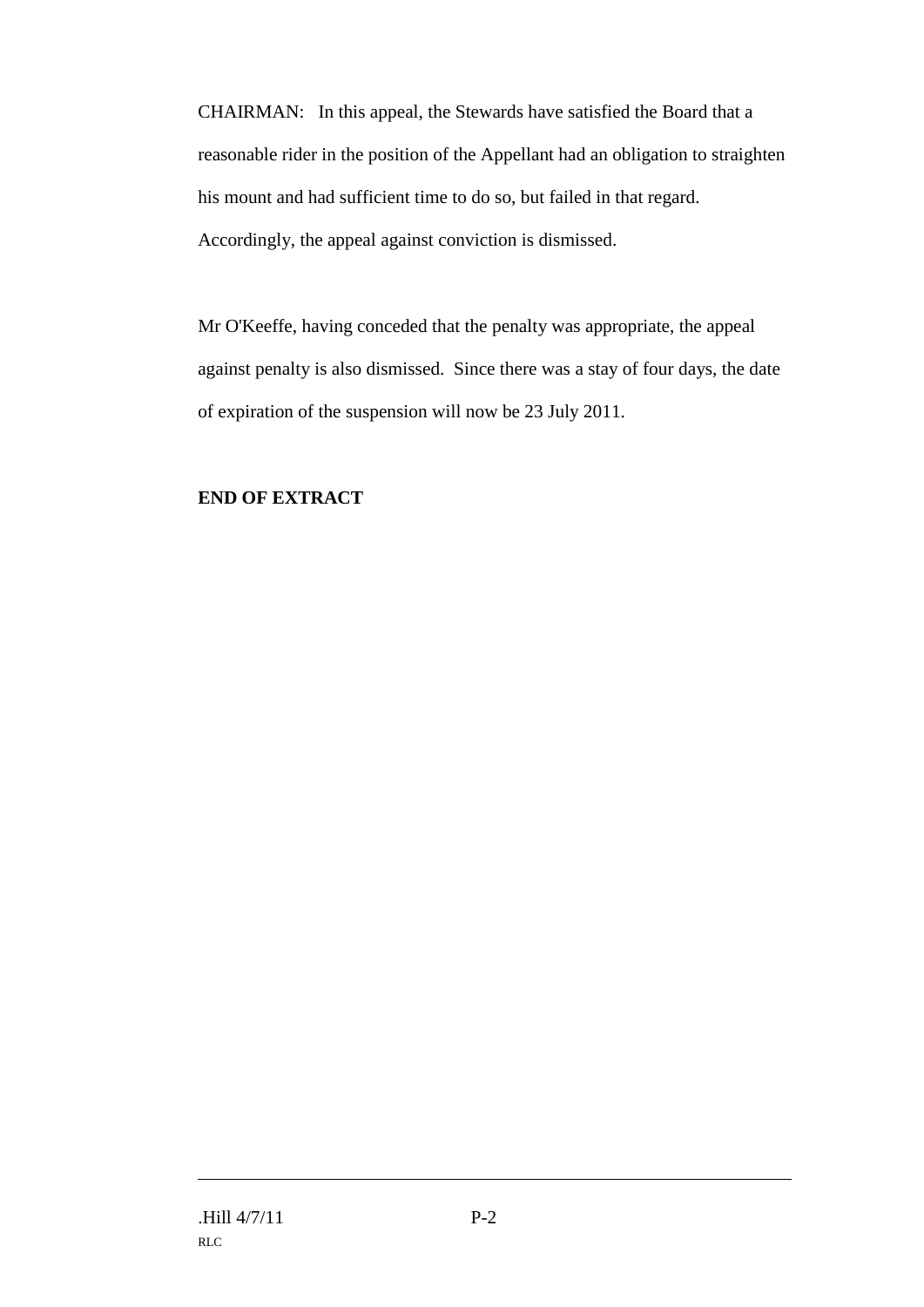CHAIRMAN: In this appeal, the Stewards have satisfied the Board that a reasonable rider in the position of the Appellant had an obligation to straighten his mount and had sufficient time to do so, but failed in that regard. Accordingly, the appeal against conviction is dismissed.

Mr O'Keeffe, having conceded that the penalty was appropriate, the appeal against penalty is also dismissed. Since there was a stay of four days, the date of expiration of the suspension will now be 23 July 2011.

**END OF EXTRACT**